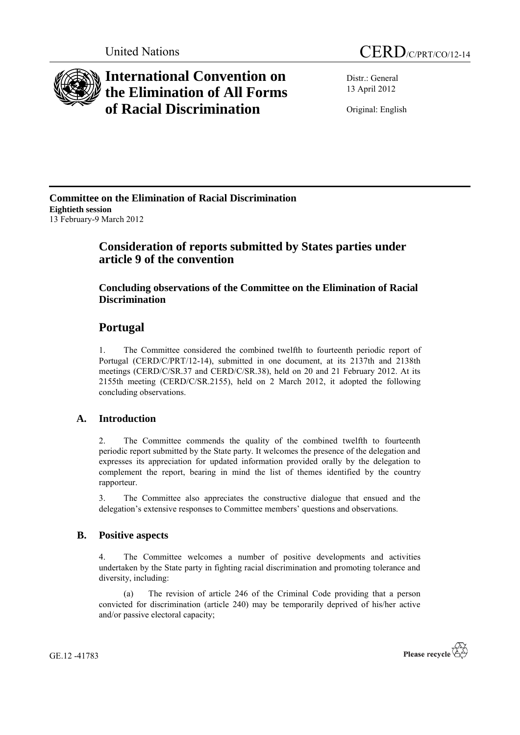United Nations

CERD/C/PRT/CO/12-14

# International Convention on the Elimination of All Forms of Racial Discrimination

Distr.: General
13 April 2012

Original: English

**Committee on the Elimination of Racial Discrimination**
**Eightieth session**
13 February-9 March 2012

## Consideration of reports submitted by States parties under article 9 of the convention

### Concluding observations of the Committee on the Elimination of Racial Discrimination

## Portugal

1. The Committee considered the combined twelfth to fourteenth periodic report of Portugal (CERD/C/PRT/12-14), submitted in one document, at its 2137th and 2138th meetings (CERD/C/SR.37 and CERD/C/SR.38), held on 20 and 21 February 2012. At its 2155th meeting (CERD/C/SR.2155), held on 2 March 2012, it adopted the following concluding observations.

### A. Introduction

2. The Committee commends the quality of the combined twelfth to fourteenth periodic report submitted by the State party. It welcomes the presence of the delegation and expresses its appreciation for updated information provided orally by the delegation to complement the report, bearing in mind the list of themes identified by the country rapporteur.

3. The Committee also appreciates the constructive dialogue that ensued and the delegation's extensive responses to Committee members' questions and observations.

### B. Positive aspects

4. The Committee welcomes a number of positive developments and activities undertaken by the State party in fighting racial discrimination and promoting tolerance and diversity, including:

(a) The revision of article 246 of the Criminal Code providing that a person convicted for discrimination (article 240) may be temporarily deprived of his/her active and/or passive electoral capacity;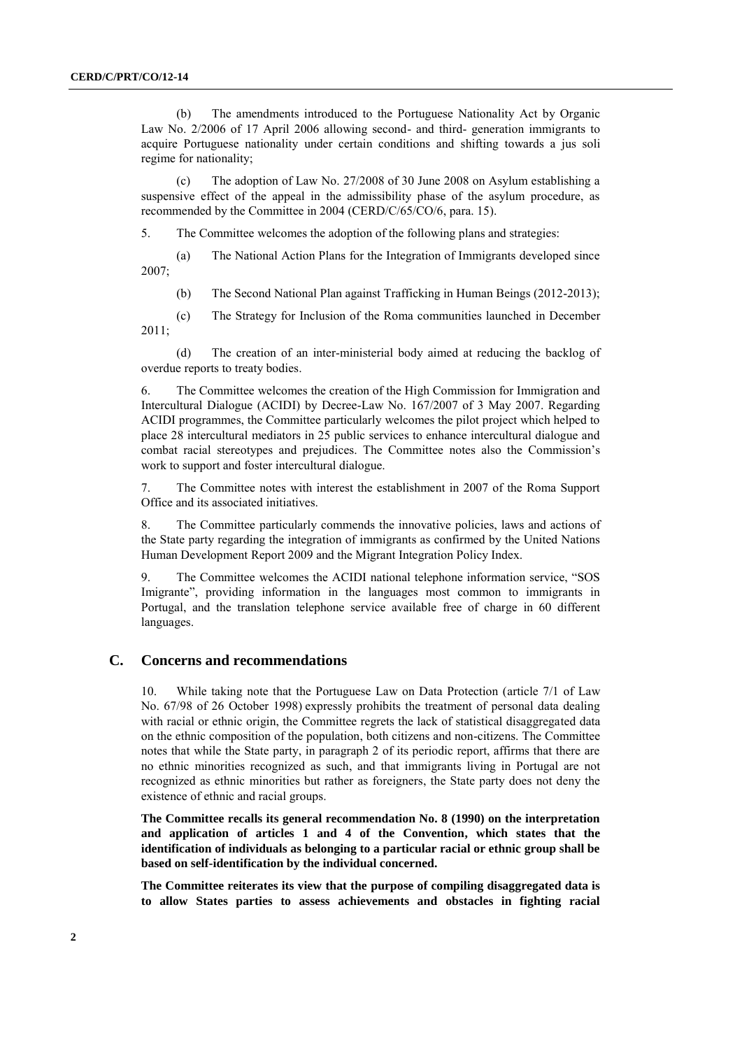(b) The amendments introduced to the Portuguese Nationality Act by Organic Law No. 2/2006 of 17 April 2006 allowing second- and third- generation immigrants to acquire Portuguese nationality under certain conditions and shifting towards a jus soli regime for nationality;

(c) The adoption of Law No. 27/2008 of 30 June 2008 on Asylum establishing a suspensive effect of the appeal in the admissibility phase of the asylum procedure, as recommended by the Committee in 2004 (CERD/C/65/CO/6, para. 15).

5. The Committee welcomes the adoption of the following plans and strategies:

(a) The National Action Plans for the Integration of Immigrants developed since 2007;

(b) The Second National Plan against Trafficking in Human Beings (2012-2013);

(c) The Strategy for Inclusion of the Roma communities launched in December 2011;

(d) The creation of an inter-ministerial body aimed at reducing the backlog of overdue reports to treaty bodies.

6. The Committee welcomes the creation of the High Commission for Immigration and Intercultural Dialogue (ACIDI) by Decree-Law No. 167/2007 of 3 May 2007. Regarding ACIDI programmes, the Committee particularly welcomes the pilot project which helped to place 28 intercultural mediators in 25 public services to enhance intercultural dialogue and combat racial stereotypes and prejudices. The Committee notes also the Commission's work to support and foster intercultural dialogue.

7. The Committee notes with interest the establishment in 2007 of the Roma Support Office and its associated initiatives.

8. The Committee particularly commends the innovative policies, laws and actions of the State party regarding the integration of immigrants as confirmed by the United Nations Human Development Report 2009 and the Migrant Integration Policy Index.

9. The Committee welcomes the ACIDI national telephone information service, "SOS Imigrante", providing information in the languages most common to immigrants in Portugal, and the translation telephone service available free of charge in 60 different languages.

## C. Concerns and recommendations

10. While taking note that the Portuguese Law on Data Protection (article 7/1 of Law No. 67/98 of 26 October 1998) expressly prohibits the treatment of personal data dealing with racial or ethnic origin, the Committee regrets the lack of statistical disaggregated data on the ethnic composition of the population, both citizens and non-citizens. The Committee notes that while the State party, in paragraph 2 of its periodic report, affirms that there are no ethnic minorities recognized as such, and that immigrants living in Portugal are not recognized as ethnic minorities but rather as foreigners, the State party does not deny the existence of ethnic and racial groups.

**The Committee recalls its general recommendation No. 8 (1990) on the interpretation and application of articles 1 and 4 of the Convention, which states that the identification of individuals as belonging to a particular racial or ethnic group shall be based on self-identification by the individual concerned.**

**The Committee reiterates its view that the purpose of compiling disaggregated data is to allow States parties to assess achievements and obstacles in fighting racial**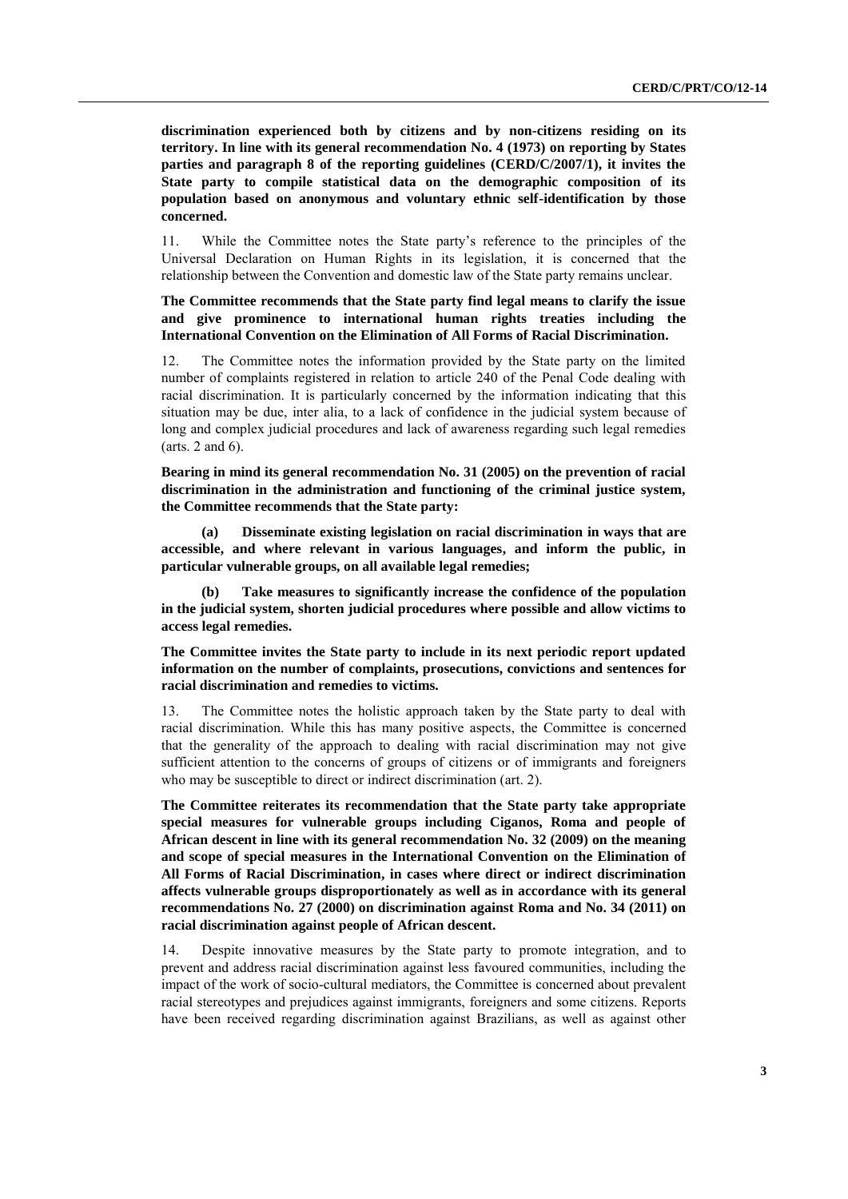**discrimination experienced both by citizens and by non-citizens residing on its territory. In line with its general recommendation No. 4 (1973) on reporting by States parties and paragraph 8 of the reporting guidelines (CERD/C/2007/1), it invites the State party to compile statistical data on the demographic composition of its population based on anonymous and voluntary ethnic self-identification by those concerned.**

11. While the Committee notes the State party's reference to the principles of the Universal Declaration on Human Rights in its legislation, it is concerned that the relationship between the Convention and domestic law of the State party remains unclear.

**The Committee recommends that the State party find legal means to clarify the issue and give prominence to international human rights treaties including the International Convention on the Elimination of All Forms of Racial Discrimination.**

12. The Committee notes the information provided by the State party on the limited number of complaints registered in relation to article 240 of the Penal Code dealing with racial discrimination. It is particularly concerned by the information indicating that this situation may be due, inter alia, to a lack of confidence in the judicial system because of long and complex judicial procedures and lack of awareness regarding such legal remedies (arts. 2 and 6).

**Bearing in mind its general recommendation No. 31 (2005) on the prevention of racial discrimination in the administration and functioning of the criminal justice system, the Committee recommends that the State party:**

**(a) Disseminate existing legislation on racial discrimination in ways that are accessible, and where relevant in various languages, and inform the public, in particular vulnerable groups, on all available legal remedies;**

**(b) Take measures to significantly increase the confidence of the population in the judicial system, shorten judicial procedures where possible and allow victims to access legal remedies.**

**The Committee invites the State party to include in its next periodic report updated information on the number of complaints, prosecutions, convictions and sentences for racial discrimination and remedies to victims.**

13. The Committee notes the holistic approach taken by the State party to deal with racial discrimination. While this has many positive aspects, the Committee is concerned that the generality of the approach to dealing with racial discrimination may not give sufficient attention to the concerns of groups of citizens or of immigrants and foreigners who may be susceptible to direct or indirect discrimination (art. 2).

**The Committee reiterates its recommendation that the State party take appropriate special measures for vulnerable groups including Ciganos, Roma and people of African descent in line with its general recommendation No. 32 (2009) on the meaning and scope of special measures in the International Convention on the Elimination of All Forms of Racial Discrimination, in cases where direct or indirect discrimination affects vulnerable groups disproportionately as well as in accordance with its general recommendations No. 27 (2000) on discrimination against Roma and No. 34 (2011) on racial discrimination against people of African descent.**

14. Despite innovative measures by the State party to promote integration, and to prevent and address racial discrimination against less favoured communities, including the impact of the work of socio-cultural mediators, the Committee is concerned about prevalent racial stereotypes and prejudices against immigrants, foreigners and some citizens. Reports have been received regarding discrimination against Brazilians, as well as against other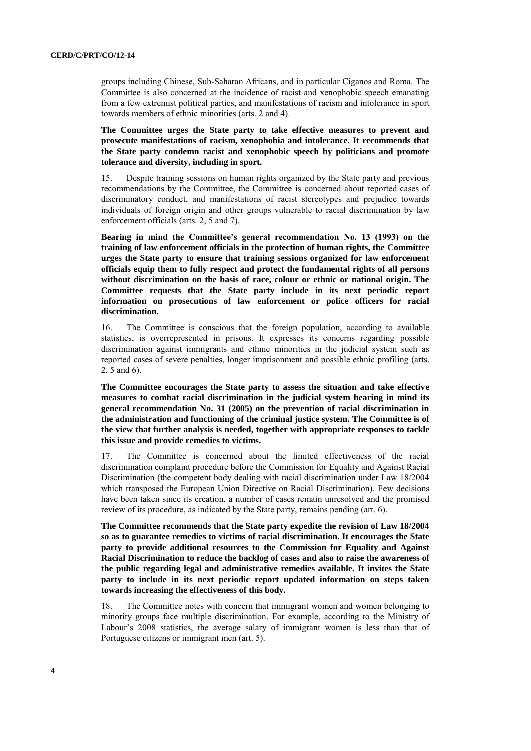groups including Chinese, Sub-Saharan Africans, and in particular Ciganos and Roma. The Committee is also concerned at the incidence of racist and xenophobic speech emanating from a few extremist political parties, and manifestations of racism and intolerance in sport towards members of ethnic minorities (arts. 2 and 4).

**The Committee urges the State party to take effective measures to prevent and prosecute manifestations of racism, xenophobia and intolerance. It recommends that the State party condemn racist and xenophobic speech by politicians and promote tolerance and diversity, including in sport.**

15. Despite training sessions on human rights organized by the State party and previous recommendations by the Committee, the Committee is concerned about reported cases of discriminatory conduct, and manifestations of racist stereotypes and prejudice towards individuals of foreign origin and other groups vulnerable to racial discrimination by law enforcement officials (arts. 2, 5 and 7).

**Bearing in mind the Committee's general recommendation No. 13 (1993) on the training of law enforcement officials in the protection of human rights, the Committee urges the State party to ensure that training sessions organized for law enforcement officials equip them to fully respect and protect the fundamental rights of all persons without discrimination on the basis of race, colour or ethnic or national origin. The Committee requests that the State party include in its next periodic report information on prosecutions of law enforcement or police officers for racial discrimination.**

16. The Committee is conscious that the foreign population, according to available statistics, is overrepresented in prisons. It expresses its concerns regarding possible discrimination against immigrants and ethnic minorities in the judicial system such as reported cases of severe penalties, longer imprisonment and possible ethnic profiling (arts. 2, 5 and 6).

**The Committee encourages the State party to assess the situation and take effective measures to combat racial discrimination in the judicial system bearing in mind its general recommendation No. 31 (2005) on the prevention of racial discrimination in the administration and functioning of the criminal justice system. The Committee is of the view that further analysis is needed, together with appropriate responses to tackle this issue and provide remedies to victims.**

17. The Committee is concerned about the limited effectiveness of the racial discrimination complaint procedure before the Commission for Equality and Against Racial Discrimination (the competent body dealing with racial discrimination under Law 18/2004 which transposed the European Union Directive on Racial Discrimination). Few decisions have been taken since its creation, a number of cases remain unresolved and the promised review of its procedure, as indicated by the State party, remains pending (art. 6).

**The Committee recommends that the State party expedite the revision of Law 18/2004 so as to guarantee remedies to victims of racial discrimination. It encourages the State party to provide additional resources to the Commission for Equality and Against Racial Discrimination to reduce the backlog of cases and also to raise the awareness of the public regarding legal and administrative remedies available. It invites the State party to include in its next periodic report updated information on steps taken towards increasing the effectiveness of this body.**

18. The Committee notes with concern that immigrant women and women belonging to minority groups face multiple discrimination. For example, according to the Ministry of Labour's 2008 statistics, the average salary of immigrant women is less than that of Portuguese citizens or immigrant men (art. 5).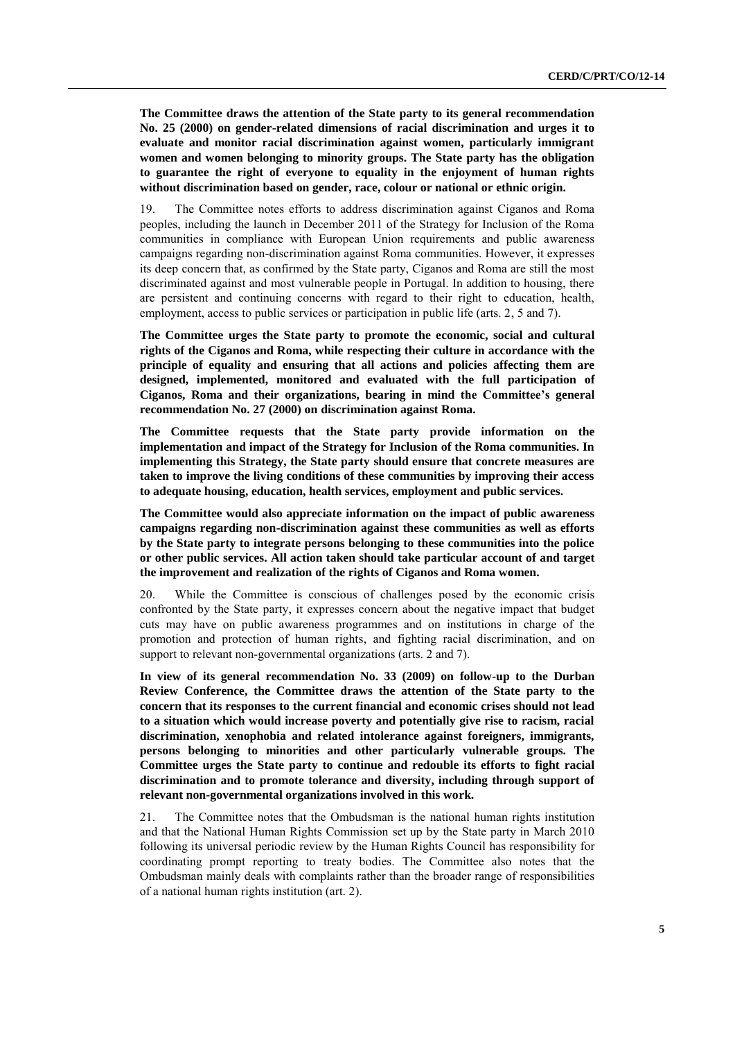**The Committee draws the attention of the State party to its general recommendation No. 25 (2000) on gender-related dimensions of racial discrimination and urges it to evaluate and monitor racial discrimination against women, particularly immigrant women and women belonging to minority groups. The State party has the obligation to guarantee the right of everyone to equality in the enjoyment of human rights without discrimination based on gender, race, colour or national or ethnic origin.**

19. The Committee notes efforts to address discrimination against Ciganos and Roma peoples, including the launch in December 2011 of the Strategy for Inclusion of the Roma communities in compliance with European Union requirements and public awareness campaigns regarding non-discrimination against Roma communities. However, it expresses its deep concern that, as confirmed by the State party, Ciganos and Roma are still the most discriminated against and most vulnerable people in Portugal. In addition to housing, there are persistent and continuing concerns with regard to their right to education, health, employment, access to public services or participation in public life (arts. 2, 5 and 7).

**The Committee urges the State party to promote the economic, social and cultural rights of the Ciganos and Roma, while respecting their culture in accordance with the principle of equality and ensuring that all actions and policies affecting them are designed, implemented, monitored and evaluated with the full participation of Ciganos, Roma and their organizations, bearing in mind the Committee's general recommendation No. 27 (2000) on discrimination against Roma.**

**The Committee requests that the State party provide information on the implementation and impact of the Strategy for Inclusion of the Roma communities. In implementing this Strategy, the State party should ensure that concrete measures are taken to improve the living conditions of these communities by improving their access to adequate housing, education, health services, employment and public services.**

**The Committee would also appreciate information on the impact of public awareness campaigns regarding non-discrimination against these communities as well as efforts by the State party to integrate persons belonging to these communities into the police or other public services. All action taken should take particular account of and target the improvement and realization of the rights of Ciganos and Roma women.**

20. While the Committee is conscious of challenges posed by the economic crisis confronted by the State party, it expresses concern about the negative impact that budget cuts may have on public awareness programmes and on institutions in charge of the promotion and protection of human rights, and fighting racial discrimination, and on support to relevant non-governmental organizations (arts. 2 and 7).

**In view of its general recommendation No. 33 (2009) on follow-up to the Durban Review Conference, the Committee draws the attention of the State party to the concern that its responses to the current financial and economic crises should not lead to a situation which would increase poverty and potentially give rise to racism, racial discrimination, xenophobia and related intolerance against foreigners, immigrants, persons belonging to minorities and other particularly vulnerable groups. The Committee urges the State party to continue and redouble its efforts to fight racial discrimination and to promote tolerance and diversity, including through support of relevant non-governmental organizations involved in this work.**

21. The Committee notes that the Ombudsman is the national human rights institution and that the National Human Rights Commission set up by the State party in March 2010 following its universal periodic review by the Human Rights Council has responsibility for coordinating prompt reporting to treaty bodies. The Committee also notes that the Ombudsman mainly deals with complaints rather than the broader range of responsibilities of a national human rights institution (art. 2).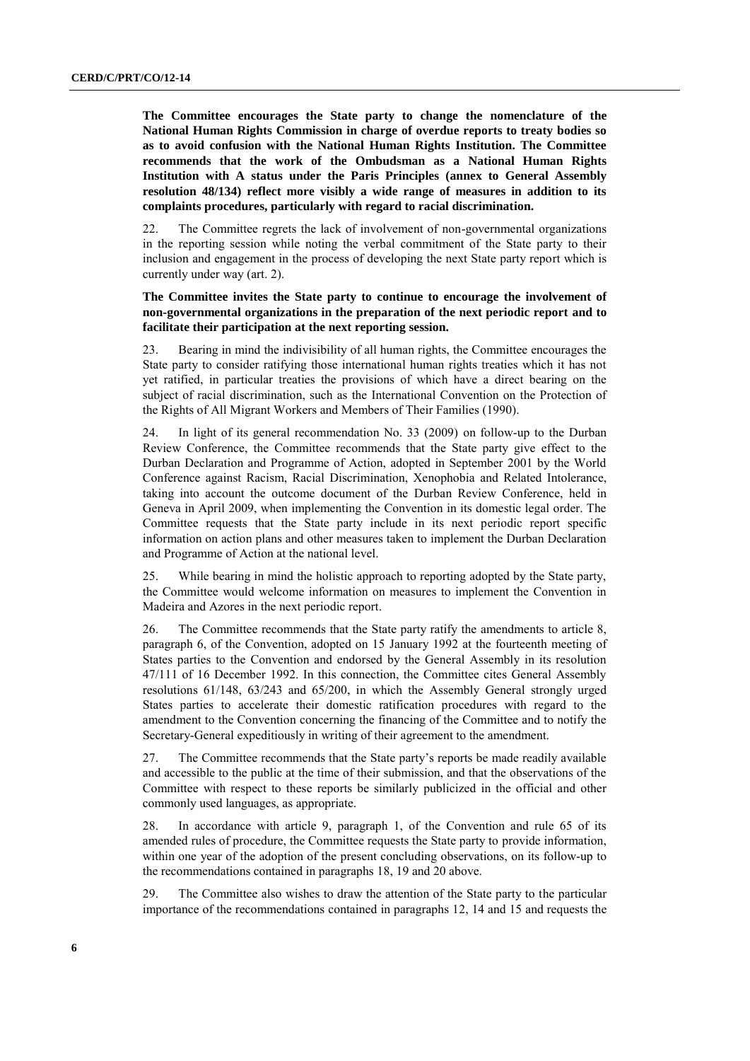**The Committee encourages the State party to change the nomenclature of the National Human Rights Commission in charge of overdue reports to treaty bodies so as to avoid confusion with the National Human Rights Institution. The Committee recommends that the work of the Ombudsman as a National Human Rights Institution with A status under the Paris Principles (annex to General Assembly resolution 48/134) reflect more visibly a wide range of measures in addition to its complaints procedures, particularly with regard to racial discrimination.**

22. The Committee regrets the lack of involvement of non-governmental organizations in the reporting session while noting the verbal commitment of the State party to their inclusion and engagement in the process of developing the next State party report which is currently under way (art. 2).

**The Committee invites the State party to continue to encourage the involvement of non-governmental organizations in the preparation of the next periodic report and to facilitate their participation at the next reporting session.**

23. Bearing in mind the indivisibility of all human rights, the Committee encourages the State party to consider ratifying those international human rights treaties which it has not yet ratified, in particular treaties the provisions of which have a direct bearing on the subject of racial discrimination, such as the International Convention on the Protection of the Rights of All Migrant Workers and Members of Their Families (1990).

24. In light of its general recommendation No. 33 (2009) on follow-up to the Durban Review Conference, the Committee recommends that the State party give effect to the Durban Declaration and Programme of Action, adopted in September 2001 by the World Conference against Racism, Racial Discrimination, Xenophobia and Related Intolerance, taking into account the outcome document of the Durban Review Conference, held in Geneva in April 2009, when implementing the Convention in its domestic legal order. The Committee requests that the State party include in its next periodic report specific information on action plans and other measures taken to implement the Durban Declaration and Programme of Action at the national level.

25. While bearing in mind the holistic approach to reporting adopted by the State party, the Committee would welcome information on measures to implement the Convention in Madeira and Azores in the next periodic report.

26. The Committee recommends that the State party ratify the amendments to article 8, paragraph 6, of the Convention, adopted on 15 January 1992 at the fourteenth meeting of States parties to the Convention and endorsed by the General Assembly in its resolution 47/111 of 16 December 1992. In this connection, the Committee cites General Assembly resolutions 61/148, 63/243 and 65/200, in which the Assembly General strongly urged States parties to accelerate their domestic ratification procedures with regard to the amendment to the Convention concerning the financing of the Committee and to notify the Secretary-General expeditiously in writing of their agreement to the amendment.

27. The Committee recommends that the State party's reports be made readily available and accessible to the public at the time of their submission, and that the observations of the Committee with respect to these reports be similarly publicized in the official and other commonly used languages, as appropriate.

28. In accordance with article 9, paragraph 1, of the Convention and rule 65 of its amended rules of procedure, the Committee requests the State party to provide information, within one year of the adoption of the present concluding observations, on its follow-up to the recommendations contained in paragraphs 18, 19 and 20 above.

29. The Committee also wishes to draw the attention of the State party to the particular importance of the recommendations contained in paragraphs 12, 14 and 15 and requests the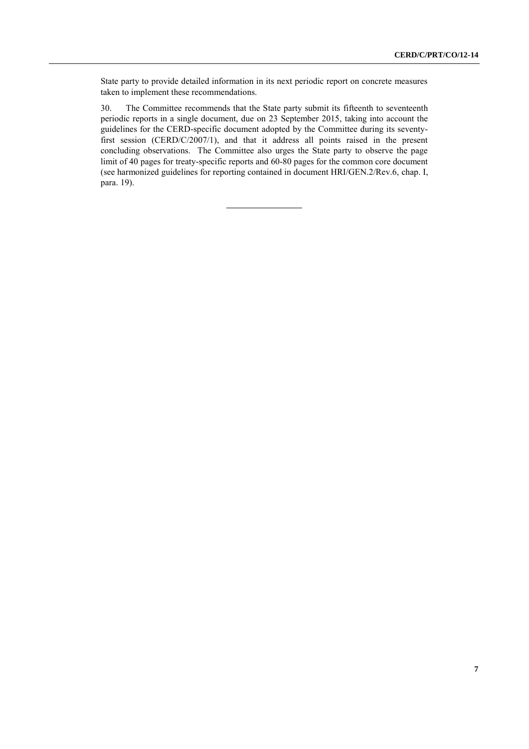State party to provide detailed information in its next periodic report on concrete measures taken to implement these recommendations.

30. The Committee recommends that the State party submit its fifteenth to seventeenth periodic reports in a single document, due on 23 September 2015, taking into account the guidelines for the CERD-specific document adopted by the Committee during its seventy-first session (CERD/C/2007/1), and that it address all points raised in the present concluding observations. The Committee also urges the State party to observe the page limit of 40 pages for treaty-specific reports and 60-80 pages for the common core document (see harmonized guidelines for reporting contained in document HRI/GEN.2/Rev.6, chap. I, para. 19).